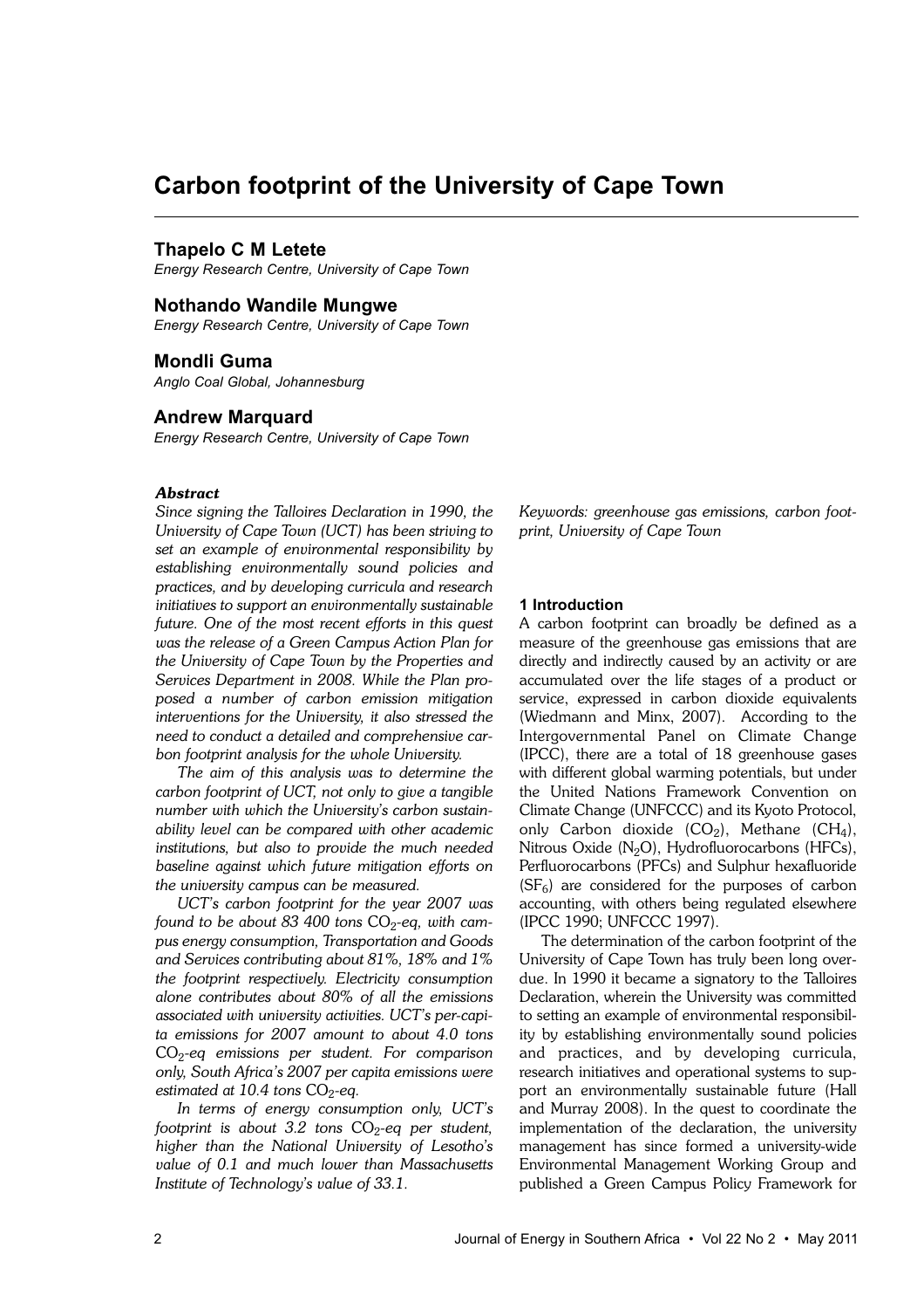# Carbon footprint of the University of Cape Town

**Thapelo C M Letete**
*Energy Research Centre, University of Cape Town*

**Nothando Wandile Mungwe**
*Energy Research Centre, University of Cape Town*

**Mondli Guma**
*Anglo Coal Global, Johannesburg*

**Andrew Marquard**
*Energy Research Centre, University of Cape Town*

### *Abstract*

*Since signing the Talloires Declaration in 1990, the University of Cape Town (UCT) has been striving to set an example of environmental responsibility by establishing environmentally sound policies and practices, and by developing curricula and research initiatives to support an environmentally sustainable future. One of the most recent efforts in this quest was the release of a Green Campus Action Plan for the University of Cape Town by the Properties and Services Department in 2008. While the Plan proposed a number of carbon emission mitigation interventions for the University, it also stressed the need to conduct a detailed and comprehensive carbon footprint analysis for the whole University.*

*The aim of this analysis was to determine the carbon footprint of UCT, not only to give a tangible number with which the University's carbon sustainability level can be compared with other academic institutions, but also to provide the much needed baseline against which future mitigation efforts on the university campus can be measured.*

*UCT's carbon footprint for the year 2007 was found to be about 83 400 tons $CO_2$-eq, with campus energy consumption, Transportation and Goods and Services contributing about 81%, 18% and 1% the footprint respectively. Electricity consumption alone contributes about 80% of all the emissions associated with university activities. UCT's per-capita emissions for 2007 amount to about 4.0 tons $CO_2$-eq emissions per student. For comparison only, South Africa's 2007 per capita emissions were estimated at 10.4 tons $CO_2$-eq.*

*In terms of energy consumption only, UCT's footprint is about 3.2 tons $CO_2$-eq per student, higher than the National University of Lesotho's value of 0.1 and much lower than Massachusetts Institute of Technology's value of 33.1.*

*Keywords: greenhouse gas emissions, carbon footprint, University of Cape Town*

## 1 Introduction

A carbon footprint can broadly be defined as a measure of the greenhouse gas emissions that are directly and indirectly caused by an activity or are accumulated over the life stages of a product or service, expressed in carbon dioxide equivalents (Wiedmann and Minx, 2007). According to the Intergovernmental Panel on Climate Change (IPCC), there are a total of 18 greenhouse gases with different global warming potentials, but under the United Nations Framework Convention on Climate Change (UNFCCC) and its Kyoto Protocol, only Carbon dioxide ($CO_2$), Methane ($CH_4$), Nitrous Oxide ($N_2O$), Hydrofluorocarbons (HFCs), Perfluorocarbons (PFCs) and Sulphur hexafluoride ($SF_6$) are considered for the purposes of carbon accounting, with others being regulated elsewhere (IPCC 1990; UNFCCC 1997).

The determination of the carbon footprint of the University of Cape Town has truly been long overdue. In 1990 it became a signatory to the Talloires Declaration, wherein the University was committed to setting an example of environmental responsibility by establishing environmentally sound policies and practices, and by developing curricula, research initiatives and operational systems to support an environmentally sustainable future (Hall and Murray 2008). In the quest to coordinate the implementation of the declaration, the university management has since formed a university-wide Environmental Management Working Group and published a Green Campus Policy Framework for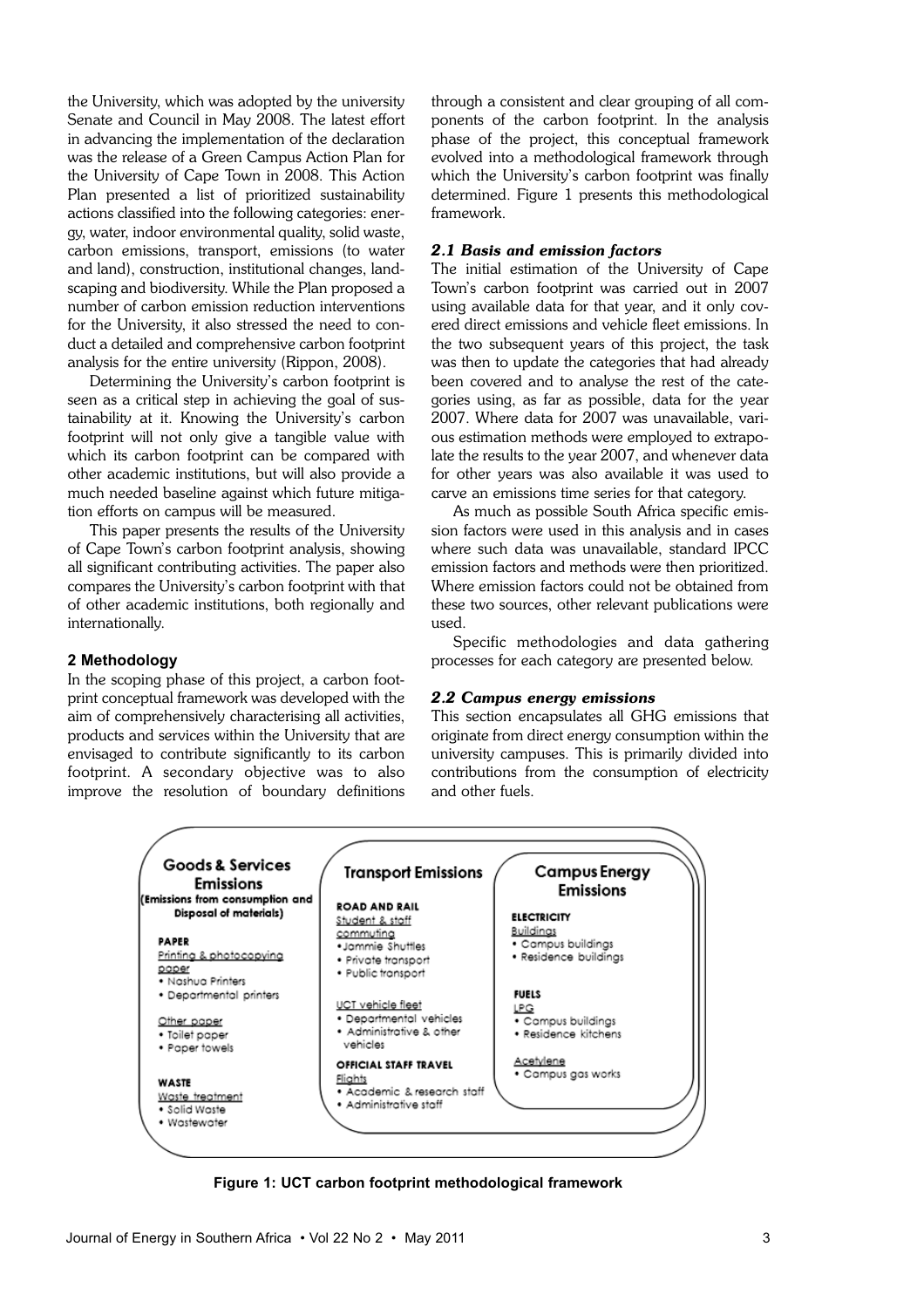the University, which was adopted by the university Senate and Council in May 2008. The latest effort in advancing the implementation of the declaration was the release of a Green Campus Action Plan for the University of Cape Town in 2008. This Action Plan presented a list of prioritized sustainability actions classified into the following categories: energy, water, indoor environmental quality, solid waste, carbon emissions, transport, emissions (to water and land), construction, institutional changes, landscaping and biodiversity. While the Plan proposed a number of carbon emission reduction interventions for the University, it also stressed the need to conduct a detailed and comprehensive carbon footprint analysis for the entire university (Rippon, 2008).

Determining the University's carbon footprint is seen as a critical step in achieving the goal of sustainability at it. Knowing the University's carbon footprint will not only give a tangible value with which its carbon footprint can be compared with other academic institutions, but will also provide a much needed baseline against which future mitigation efforts on campus will be measured.

This paper presents the results of the University of Cape Town's carbon footprint analysis, showing all significant contributing activities. The paper also compares the University's carbon footprint with that of other academic institutions, both regionally and internationally.

## 2 Methodology

In the scoping phase of this project, a carbon footprint conceptual framework was developed with the aim of comprehensively characterising all activities, products and services within the University that are envisaged to contribute significantly to its carbon footprint. A secondary objective was to also improve the resolution of boundary definitions through a consistent and clear grouping of all components of the carbon footprint. In the analysis phase of the project, this conceptual framework evolved into a methodological framework through which the University's carbon footprint was finally determined. Figure 1 presents this methodological framework.

### *2.1 Basis and emission factors*

The initial estimation of the University of Cape Town's carbon footprint was carried out in 2007 using available data for that year, and it only covered direct emissions and vehicle fleet emissions. In the two subsequent years of this project, the task was then to update the categories that had already been covered and to analyse the rest of the categories using, as far as possible, data for the year 2007. Where data for 2007 was unavailable, various estimation methods were employed to extrapolate the results to the year 2007, and whenever data for other years was also available it was used to carve an emissions time series for that category.

As much as possible South Africa specific emission factors were used in this analysis and in cases where such data was unavailable, standard IPCC emission factors and methods were then prioritized. Where emission factors could not be obtained from these two sources, other relevant publications were used.

Specific methodologies and data gathering processes for each category are presented below.

### *2.2 Campus energy emissions*

This section encapsulates all GHG emissions that originate from direct energy consumption within the university campuses. This is primarily divided into contributions from the consumption of electricity and other fuels.

**Goods & Services Emissions** (Emissions from consumption and Disposal of materials)

- **PAPER**
  - Printing & photocopying paper
    - Nashua Printers
    - Departmental printers
  - Other paper
    - Toilet paper
    - Paper towels
- **WASTE**
  - Waste treatment
    - Solid Waste
    - Wastewater

**Transport Emissions**

- **ROAD AND RAIL**
  - Student & staff commuting
    - Jammie Shuttles
    - Private transport
    - Public transport
  - UCT vehicle fleet
    - Departmental vehicles
    - Administrative & other vehicles
- **OFFICIAL STAFF TRAVEL**
  - Flights
    - Academic & research staff
    - Administrative staff

**Campus Energy Emissions**

- **ELECTRICITY**
  - Buildings
    - Campus buildings
    - Residence buildings
- **FUELS**
  - LPG
    - Campus buildings
    - Residence kitchens
  - Acetylene
    - Campus gas works

**Figure 1: UCT carbon footprint methodological framework**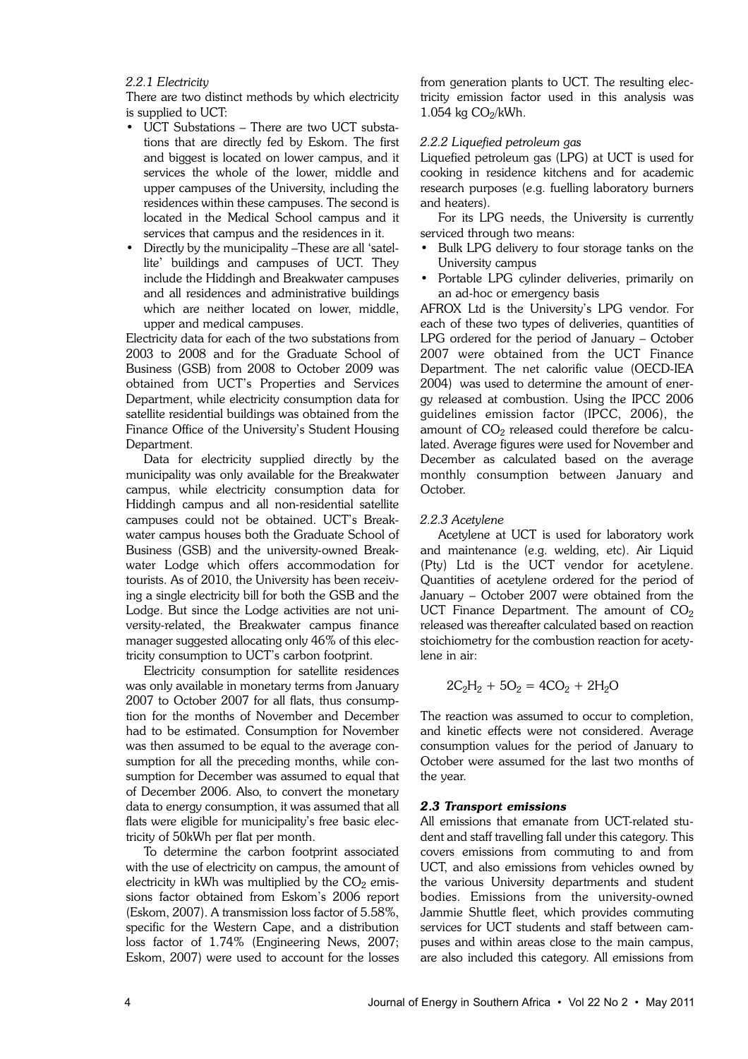#### *2.2.1 Electricity*

There are two distinct methods by which electricity is supplied to UCT:

- UCT Substations – There are two UCT substations that are directly fed by Eskom. The first and biggest is located on lower campus, and it services the whole of the lower, middle and upper campuses of the University, including the residences within these campuses. The second is located in the Medical School campus and it services that campus and the residences in it.
- Directly by the municipality –These are all 'satellite' buildings and campuses of UCT. They include the Hiddingh and Breakwater campuses and all residences and administrative buildings which are neither located on lower, middle, upper and medical campuses.

Electricity data for each of the two substations from 2003 to 2008 and for the Graduate School of Business (GSB) from 2008 to October 2009 was obtained from UCT's Properties and Services Department, while electricity consumption data for satellite residential buildings was obtained from the Finance Office of the University's Student Housing Department.

Data for electricity supplied directly by the municipality was only available for the Breakwater campus, while electricity consumption data for Hiddingh campus and all non-residential satellite campuses could not be obtained. UCT's Breakwater campus houses both the Graduate School of Business (GSB) and the university-owned Breakwater Lodge which offers accommodation for tourists. As of 2010, the University has been receiving a single electricity bill for both the GSB and the Lodge. But since the Lodge activities are not university-related, the Breakwater campus finance manager suggested allocating only 46% of this electricity consumption to UCT's carbon footprint.

Electricity consumption for satellite residences was only available in monetary terms from January 2007 to October 2007 for all flats, thus consumption for the months of November and December had to be estimated. Consumption for November was then assumed to be equal to the average consumption for all the preceding months, while consumption for December was assumed to equal that of December 2006. Also, to convert the monetary data to energy consumption, it was assumed that all flats were eligible for municipality's free basic electricity of 50kWh per flat per month.

To determine the carbon footprint associated with the use of electricity on campus, the amount of electricity in kWh was multiplied by the $CO_2$ emissions factor obtained from Eskom's 2006 report (Eskom, 2007). A transmission loss factor of 5.58%, specific for the Western Cape, and a distribution loss factor of 1.74% (Engineering News, 2007; Eskom, 2007) were used to account for the losses from generation plants to UCT. The resulting electricity emission factor used in this analysis was 1.054 kg $CO_2$/kWh.

#### *2.2.2 Liquefied petroleum gas*

Liquefied petroleum gas (LPG) at UCT is used for cooking in residence kitchens and for academic research purposes (e.g. fuelling laboratory burners and heaters).

For its LPG needs, the University is currently serviced through two means:

- Bulk LPG delivery to four storage tanks on the University campus
- Portable LPG cylinder deliveries, primarily on an ad-hoc or emergency basis

AFROX Ltd is the University's LPG vendor. For each of these two types of deliveries, quantities of LPG ordered for the period of January – October 2007 were obtained from the UCT Finance Department. The net calorific value (OECD-IEA 2004) was used to determine the amount of energy released at combustion. Using the IPCC 2006 guidelines emission factor (IPCC, 2006), the amount of $CO_2$ released could therefore be calculated. Average figures were used for November and December as calculated based on the average monthly consumption between January and October.

#### *2.2.3 Acetylene*

Acetylene at UCT is used for laboratory work and maintenance (e.g. welding, etc). Air Liquid (Pty) Ltd is the UCT vendor for acetylene. Quantities of acetylene ordered for the period of January – October 2007 were obtained from the UCT Finance Department. The amount of $CO_2$ released was thereafter calculated based on reaction stoichiometry for the combustion reaction for acetylene in air:

$$2C_2H_2 + 5O_2 = 4CO_2 + 2H_2O$$

The reaction was assumed to occur to completion, and kinetic effects were not considered. Average consumption values for the period of January to October were assumed for the last two months of the year.

### *2.3 Transport emissions*

All emissions that emanate from UCT-related student and staff travelling fall under this category. This covers emissions from commuting to and from UCT, and also emissions from vehicles owned by the various University departments and student bodies. Emissions from the university-owned Jammie Shuttle fleet, which provides commuting services for UCT students and staff between campuses and within areas close to the main campus, are also included this category. All emissions from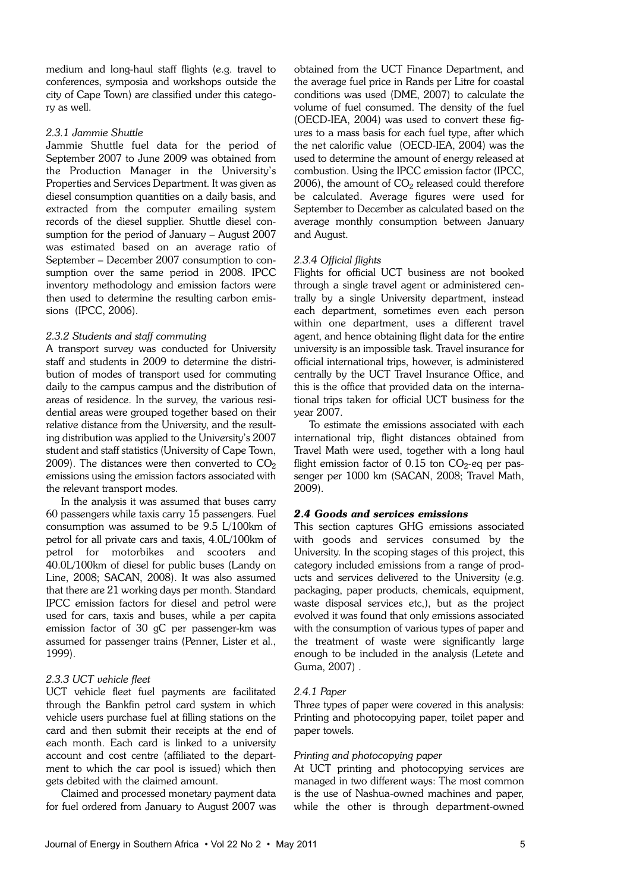medium and long-haul staff flights (e.g. travel to conferences, symposia and workshops outside the city of Cape Town) are classified under this category as well.

*2.3.1 Jammie Shuttle*

Jammie Shuttle fuel data for the period of September 2007 to June 2009 was obtained from the Production Manager in the University's Properties and Services Department. It was given as diesel consumption quantities on a daily basis, and extracted from the computer emailing system records of the diesel supplier. Shuttle diesel consumption for the period of January – August 2007 was estimated based on an average ratio of September – December 2007 consumption to consumption over the same period in 2008. IPCC inventory methodology and emission factors were then used to determine the resulting carbon emissions (IPCC, 2006).

*2.3.2 Students and staff commuting*

A transport survey was conducted for University staff and students in 2009 to determine the distribution of modes of transport used for commuting daily to the campus campus and the distribution of areas of residence. In the survey, the various residential areas were grouped together based on their relative distance from the University, and the resulting distribution was applied to the University's 2007 student and staff statistics (University of Cape Town, 2009). The distances were then converted to $CO_2$ emissions using the emission factors associated with the relevant transport modes.

In the analysis it was assumed that buses carry 60 passengers while taxis carry 15 passengers. Fuel consumption was assumed to be 9.5 L/100km of petrol for all private cars and taxis, 4.0L/100km of petrol for motorbikes and scooters and 40.0L/100km of diesel for public buses (Landy on Line, 2008; SACAN, 2008). It was also assumed that there are 21 working days per month. Standard IPCC emission factors for diesel and petrol were used for cars, taxis and buses, while a per capita emission factor of 30 gC per passenger-km was assumed for passenger trains (Penner, Lister et al., 1999).

*2.3.3 UCT vehicle fleet*

UCT vehicle fleet fuel payments are facilitated through the Bankfin petrol card system in which vehicle users purchase fuel at filling stations on the card and then submit their receipts at the end of each month. Each card is linked to a university account and cost centre (affiliated to the department to which the car pool is issued) which then gets debited with the claimed amount.

Claimed and processed monetary payment data for fuel ordered from January to August 2007 was obtained from the UCT Finance Department, and the average fuel price in Rands per Litre for coastal conditions was used (DME, 2007) to calculate the volume of fuel consumed. The density of the fuel (OECD-IEA, 2004) was used to convert these figures to a mass basis for each fuel type, after which the net calorific value (OECD-IEA, 2004) was the used to determine the amount of energy released at combustion. Using the IPCC emission factor (IPCC, 2006), the amount of $CO_2$ released could therefore be calculated. Average figures were used for September to December as calculated based on the average monthly consumption between January and August.

*2.3.4 Official flights*

Flights for official UCT business are not booked through a single travel agent or administered centrally by a single University department, instead each department, sometimes even each person within one department, uses a different travel agent, and hence obtaining flight data for the entire university is an impossible task. Travel insurance for official international trips, however, is administered centrally by the UCT Travel Insurance Office, and this is the office that provided data on the international trips taken for official UCT business for the year 2007.

To estimate the emissions associated with each international trip, flight distances obtained from Travel Math were used, together with a long haul flight emission factor of 0.15 ton $CO_2$-eq per passenger per 1000 km (SACAN, 2008; Travel Math, 2009).

### *2.4 Goods and services emissions*

This section captures GHG emissions associated with goods and services consumed by the University. In the scoping stages of this project, this category included emissions from a range of products and services delivered to the University (e.g. packaging, paper products, chemicals, equipment, waste disposal services etc,), but as the project evolved it was found that only emissions associated with the consumption of various types of paper and the treatment of waste were significantly large enough to be included in the analysis (Letete and Guma, 2007) .

*2.4.1 Paper*

Three types of paper were covered in this analysis: Printing and photocopying paper, toilet paper and paper towels.

*Printing and photocopying paper*

At UCT printing and photocopying services are managed in two different ways: The most common is the use of Nashua-owned machines and paper, while the other is through department-owned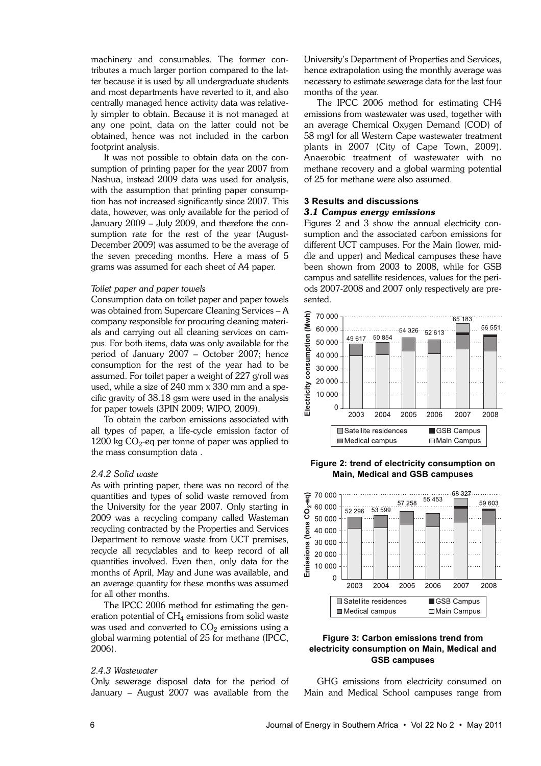machinery and consumables. The former contributes a much larger portion compared to the latter because it is used by all undergraduate students and most departments have reverted to it, and also centrally managed hence activity data was relatively simpler to obtain. Because it is not managed at any one point, data on the latter could not be obtained, hence was not included in the carbon footprint analysis.

It was not possible to obtain data on the consumption of printing paper for the year 2007 from Nashua, instead 2009 data was used for analysis, with the assumption that printing paper consumption has not increased significantly since 2007. This data, however, was only available for the period of January 2009 – July 2009, and therefore the consumption rate for the rest of the year (August-December 2009) was assumed to be the average of the seven preceding months. Here a mass of 5 grams was assumed for each sheet of A4 paper.

*Toilet paper and paper towels*

Consumption data on toilet paper and paper towels was obtained from Supercare Cleaning Services – A company responsible for procuring cleaning materials and carrying out all cleaning services on campus. For both items, data was only available for the period of January 2007 – October 2007; hence consumption for the rest of the year had to be assumed. For toilet paper a weight of 227 g/roll was used, while a size of 240 mm x 330 mm and a specific gravity of 38.18 gsm were used in the analysis for paper towels (3PIN 2009; WIPO, 2009).

To obtain the carbon emissions associated with all types of paper, a life-cycle emission factor of 1200 kg $CO_2$-eq per tonne of paper was applied to the mass consumption data .

*2.4.2 Solid waste*

As with printing paper, there was no record of the quantities and types of solid waste removed from the University for the year 2007. Only starting in 2009 was a recycling company called Wasteman recycling contracted by the Properties and Services Department to remove waste from UCT premises, recycle all recyclables and to keep record of all quantities involved. Even then, only data for the months of April, May and June was available, and an average quantity for these months was assumed for all other months.

The IPCC 2006 method for estimating the generation potential of $CH_4$ emissions from solid waste was used and converted to $CO_2$ emissions using a global warming potential of 25 for methane (IPCC, 2006).

*2.4.3 Wastewater*

Only sewerage disposal data for the period of January – August 2007 was available from the University's Department of Properties and Services, hence extrapolation using the monthly average was necessary to estimate sewerage data for the last four months of the year.

The IPCC 2006 method for estimating CH4 emissions from wastewater was used, together with an average Chemical Oxygen Demand (COD) of 58 mg/l for all Western Cape wastewater treatment plants in 2007 (City of Cape Town, 2009). Anaerobic treatment of wastewater with no methane recovery and a global warming potential of 25 for methane were also assumed.

## 3 Results and discussions

### *3.1 Campus energy emissions*

Figures 2 and 3 show the annual electricity consumption and the associated carbon emissions for different UCT campuses. For the Main (lower, middle and upper) and Medical campuses these have been shown from 2003 to 2008, while for GSB campus and satellite residences, values for the periods 2007-2008 and 2007 only respectively are presented.

**Figure 2: trend of electricity consumption on Main, Medical and GSB campuses**

**Figure 3: Carbon emissions trend from electricity consumption on Main, Medical and GSB campuses**

GHG emissions from electricity consumed on Main and Medical School campuses range from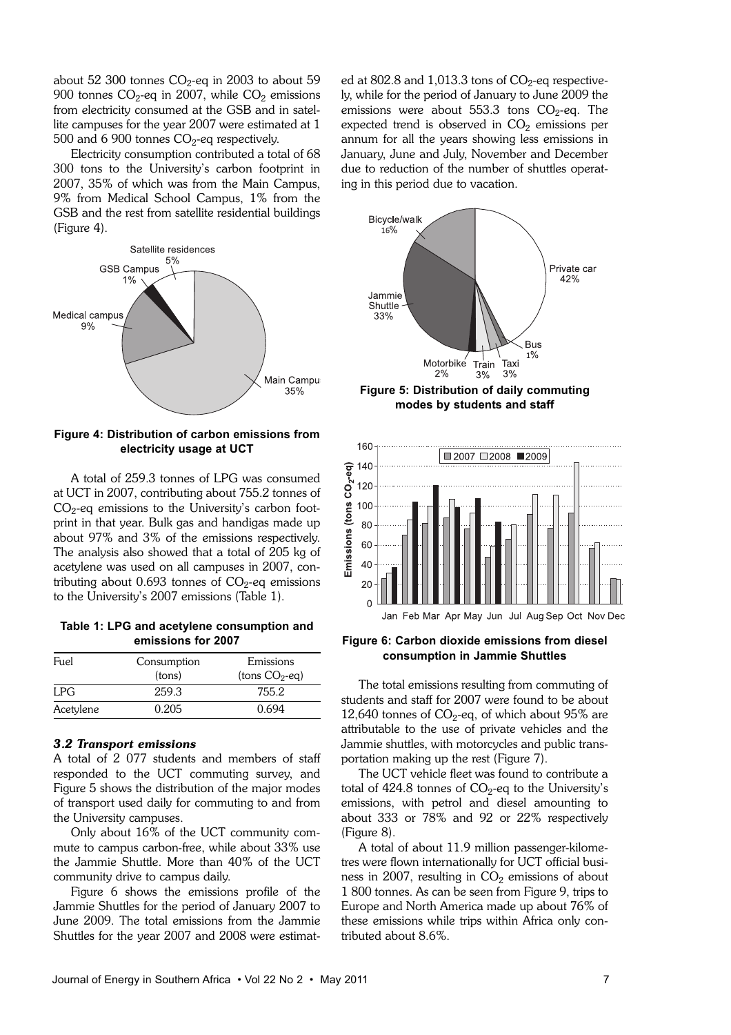about 52 300 tonnes $CO_2$-eq in 2003 to about 59 900 tonnes $CO_2$-eq in 2007, while $CO_2$ emissions from electricity consumed at the GSB and in satellite campuses for the year 2007 were estimated at 1 500 and 6 900 tonnes $CO_2$-eq respectively.

Electricity consumption contributed a total of 68 300 tons to the University's carbon footprint in 2007, 35% of which was from the Main Campus, 9% from Medical School Campus, 1% from the GSB and the rest from satellite residential buildings (Figure 4).

**Figure 4: Distribution of carbon emissions from electricity usage at UCT**

A total of 259.3 tonnes of LPG was consumed at UCT in 2007, contributing about 755.2 tonnes of $CO_2$-eq emissions to the University's carbon footprint in that year. Bulk gas and handigas made up about 97% and 3% of the emissions respectively. The analysis also showed that a total of 205 kg of acetylene was used on all campuses in 2007, contributing about 0.693 tonnes of $CO_2$-eq emissions to the University's 2007 emissions (Table 1).

**Table 1: LPG and acetylene consumption and emissions for 2007**

| Fuel | Consumption (tons) | Emissions (tons $CO_2$-eq) |
|---|---|---|
| LPG | 259.3 | 755.2 |
| Acetylene | 0.205 | 0.694 |

### *3.2 Transport emissions*

A total of 2 077 students and members of staff responded to the UCT commuting survey, and Figure 5 shows the distribution of the major modes of transport used daily for commuting to and from the University campuses.

Only about 16% of the UCT community commute to campus carbon-free, while about 33% use the Jammie Shuttle. More than 40% of the UCT community drive to campus daily.

Figure 6 shows the emissions profile of the Jammie Shuttles for the period of January 2007 to June 2009. The total emissions from the Jammie Shuttles for the year 2007 and 2008 were estimated at 802.8 and 1,013.3 tons of $CO_2$-eq respectively, while for the period of January to June 2009 the emissions were about 553.3 tons $CO_2$-eq. The expected trend is observed in $CO_2$ emissions per annum for all the years showing less emissions in January, June and July, November and December due to reduction of the number of shuttles operating in this period due to vacation.

**Figure 5: Distribution of daily commuting modes by students and staff**

**Figure 6: Carbon dioxide emissions from diesel consumption in Jammie Shuttles**

The total emissions resulting from commuting of students and staff for 2007 were found to be about 12,640 tonnes of $CO_2$-eq, of which about 95% are attributable to the use of private vehicles and the Jammie shuttles, with motorcycles and public transportation making up the rest (Figure 7).

The UCT vehicle fleet was found to contribute a total of 424.8 tonnes of $CO_2$-eq to the University's emissions, with petrol and diesel amounting to about 333 or 78% and 92 or 22% respectively (Figure 8).

A total of about 11.9 million passenger-kilometres were flown internationally for UCT official business in 2007, resulting in $CO_2$ emissions of about 1 800 tonnes. As can be seen from Figure 9, trips to Europe and North America made up about 76% of these emissions while trips within Africa only contributed about 8.6%.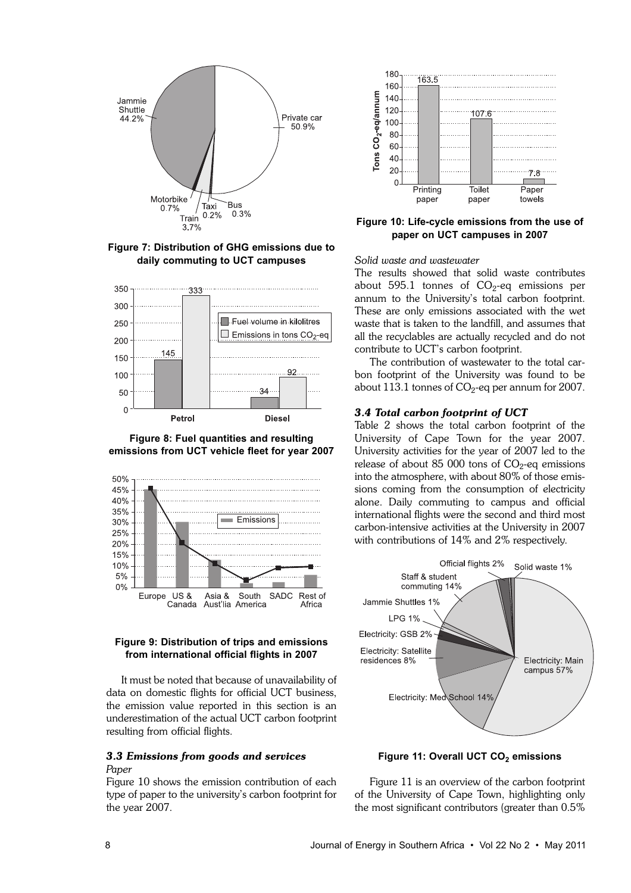Figure 7: Distribution of GHG emissions due to daily commuting to UCT campuses

Figure 8: Fuel quantities and resulting emissions from UCT vehicle fleet for year 2007

Figure 9: Distribution of trips and emissions from international official flights in 2007

It must be noted that because of unavailability of data on domestic flights for official UCT business, the emission value reported in this section is an underestimation of the actual UCT carbon footprint resulting from official flights.

### *3.3 Emissions from goods and services*

*Paper*

Figure 10 shows the emission contribution of each type of paper to the university's carbon footprint for the year 2007.

Figure 10: Life-cycle emissions from the use of paper on UCT campuses in 2007

*Solid waste and wastewater*

The results showed that solid waste contributes about 595.1 tonnes of $CO_2$-eq emissions per annum to the University's total carbon footprint. These are only emissions associated with the wet waste that is taken to the landfill, and assumes that all the recyclables are actually recycled and do not contribute to UCT's carbon footprint.

The contribution of wastewater to the total carbon footprint of the University was found to be about 113.1 tonnes of $CO_2$-eq per annum for 2007.

### *3.4 Total carbon footprint of UCT*

Table 2 shows the total carbon footprint of the University of Cape Town for the year 2007. University activities for the year of 2007 led to the release of about 85 000 tons of $CO_2$-eq emissions into the atmosphere, with about 80% of those emissions coming from the consumption of electricity alone. Daily commuting to campus and official international flights were the second and third most carbon-intensive activities at the University in 2007 with contributions of 14% and 2% respectively.

Figure 11: Overall UCT $CO_2$ emissions

Figure 11 is an overview of the carbon footprint of the University of Cape Town, highlighting only the most significant contributors (greater than 0.5%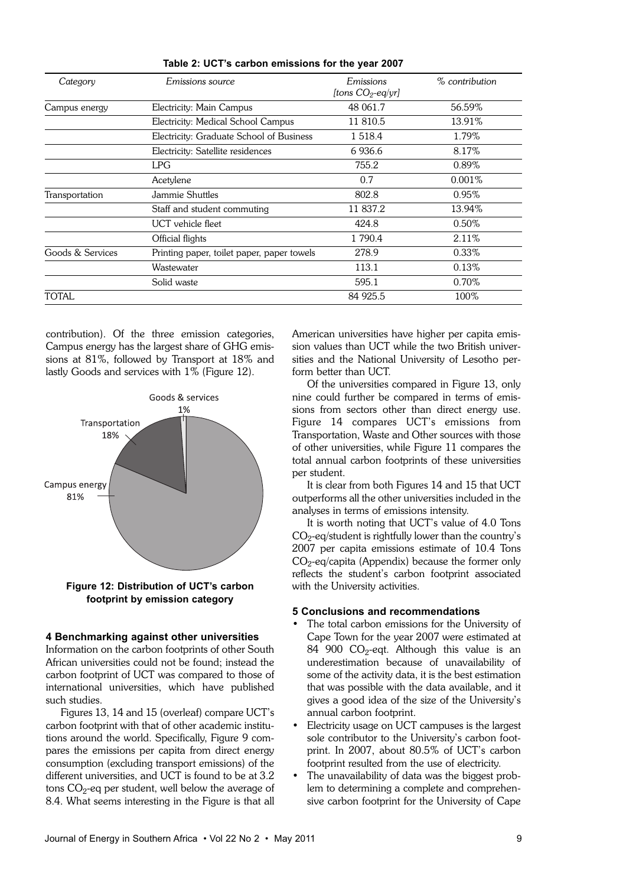**Table 2: UCT's carbon emissions for the year 2007**

| *Category* | *Emissions source* | *Emissions [tons $CO_2$-eq/yr]* | *% contribution* |
|---|---|---|---|
| Campus energy | Electricity: Main Campus | 48 061.7 | 56.59% |
| | Electricity: Medical School Campus | 11 810.5 | 13.91% |
| | Electricity: Graduate School of Business | 1 518.4 | 1.79% |
| | Electricity: Satellite residences | 6 936.6 | 8.17% |
| | LPG | 755.2 | 0.89% |
| | Acetylene | 0.7 | 0.001% |
| Transportation | Jammie Shuttles | 802.8 | 0.95% |
| | Staff and student commuting | 11 837.2 | 13.94% |
| | UCT vehicle fleet | 424.8 | 0.50% |
| | Official flights | 1 790.4 | 2.11% |
| Goods & Services | Printing paper, toilet paper, paper towels | 278.9 | 0.33% |
| | Wastewater | 113.1 | 0.13% |
| | Solid waste | 595.1 | 0.70% |
| TOTAL | | 84 925.5 | 100% |

contribution). Of the three emission categories, Campus energy has the largest share of GHG emissions at 81%, followed by Transport at 18% and lastly Goods and services with 1% (Figure 12).

**Figure 12: Distribution of UCT's carbon footprint by emission category**

## 4 Benchmarking against other universities

Information on the carbon footprints of other South African universities could not be found; instead the carbon footprint of UCT was compared to those of international universities, which have published such studies.

Figures 13, 14 and 15 (overleaf) compare UCT's carbon footprint with that of other academic institutions around the world. Specifically, Figure 9 compares the emissions per capita from direct energy consumption (excluding transport emissions) of the different universities, and UCT is found to be at 3.2 tons $CO_2$-eq per student, well below the average of 8.4. What seems interesting in the Figure is that all American universities have higher per capita emission values than UCT while the two British universities and the National University of Lesotho perform better than UCT.

Of the universities compared in Figure 13, only nine could further be compared in terms of emissions from sectors other than direct energy use. Figure 14 compares UCT's emissions from Transportation, Waste and Other sources with those of other universities, while Figure 11 compares the total annual carbon footprints of these universities per student.

It is clear from both Figures 14 and 15 that UCT outperforms all the other universities included in the analyses in terms of emissions intensity.

It is worth noting that UCT's value of 4.0 Tons $CO_2$-eq/student is rightfully lower than the country's 2007 per capita emissions estimate of 10.4 Tons $CO_2$-eq/capita (Appendix) because the former only reflects the student's carbon footprint associated with the University activities.

## 5 Conclusions and recommendations

- The total carbon emissions for the University of Cape Town for the year 2007 were estimated at 84 900 $CO_2$-eqt. Although this value is an underestimation because of unavailability of some of the activity data, it is the best estimation that was possible with the data available, and it gives a good idea of the size of the University's annual carbon footprint.
- Electricity usage on UCT campuses is the largest sole contributor to the University's carbon footprint. In 2007, about 80.5% of UCT's carbon footprint resulted from the use of electricity.
- The unavailability of data was the biggest problem to determining a complete and comprehensive carbon footprint for the University of Cape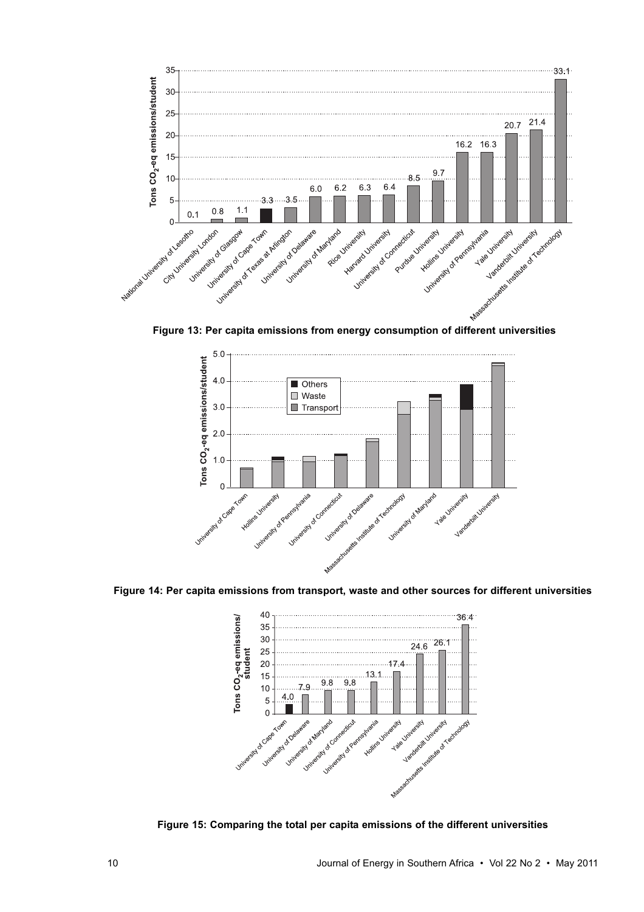Figure 13: Per capita emissions from energy consumption of different universities

Figure 14: Per capita emissions from transport, waste and other sources for different universities

Figure 15: Comparing the total per capita emissions of the different universities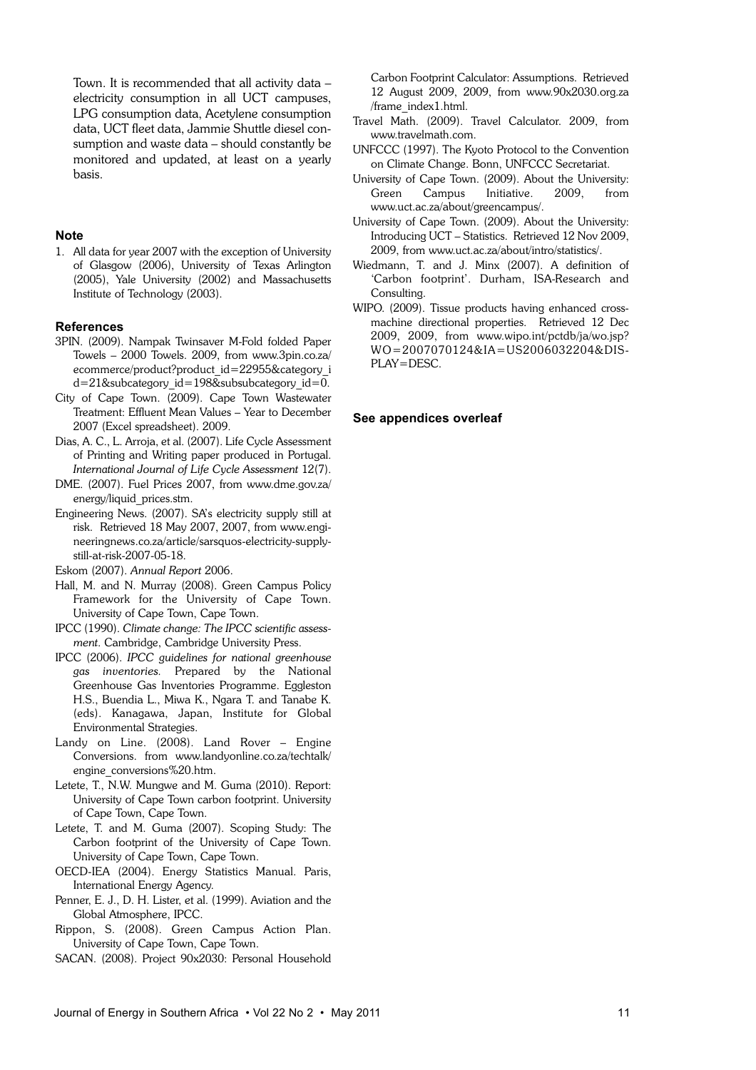Town. It is recommended that all activity data – electricity consumption in all UCT campuses, LPG consumption data, Acetylene consumption data, UCT fleet data, Jammie Shuttle diesel consumption and waste data – should constantly be monitored and updated, at least on a yearly basis.

### Note

1. All data for year 2007 with the exception of University of Glasgow (2006), University of Texas Arlington (2005), Yale University (2002) and Massachusetts Institute of Technology (2003).

### References

3PIN. (2009). Nampak Twinsaver M-Fold folded Paper Towels – 2000 Towels. 2009, from www.3pin.co.za/ecommerce/product?product_id=22955&category_id=21&subcategory_id=198&subsubcategory_id=0.

City of Cape Town. (2009). Cape Town Wastewater Treatment: Effluent Mean Values – Year to December 2007 (Excel spreadsheet). 2009.

Dias, A. C., L. Arroja, et al. (2007). Life Cycle Assessment of Printing and Writing paper produced in Portugal. *International Journal of Life Cycle Assessment* 12(7).

DME. (2007). Fuel Prices 2007, from www.dme.gov.za/energy/liquid_prices.stm.

Engineering News. (2007). SA's electricity supply still at risk. Retrieved 18 May 2007, 2007, from www.engineeringnews.co.za/article/sarsquos-electricity-supply-still-at-risk-2007-05-18.

Eskom (2007). *Annual Report* 2006.

Hall, M. and N. Murray (2008). Green Campus Policy Framework for the University of Cape Town. University of Cape Town, Cape Town.

IPCC (1990). *Climate change: The IPCC scientific assessment*. Cambridge, Cambridge University Press.

IPCC (2006). *IPCC guidelines for national greenhouse gas inventories*. Prepared by the National Greenhouse Gas Inventories Programme. Eggleston H.S., Buendia L., Miwa K., Ngara T. and Tanabe K. (eds). Kanagawa, Japan, Institute for Global Environmental Strategies.

Landy on Line. (2008). Land Rover – Engine Conversions. from www.landyonline.co.za/techtalk/engine_conversions%20.htm.

Letete, T., N.W. Mungwe and M. Guma (2010). Report: University of Cape Town carbon footprint. University of Cape Town, Cape Town.

Letete, T. and M. Guma (2007). Scoping Study: The Carbon footprint of the University of Cape Town. University of Cape Town, Cape Town.

OECD-IEA (2004). Energy Statistics Manual. Paris, International Energy Agency.

Penner, E. J., D. H. Lister, et al. (1999). Aviation and the Global Atmosphere, IPCC.

Rippon, S. (2008). Green Campus Action Plan. University of Cape Town, Cape Town.

SACAN. (2008). Project 90x2030: Personal Household Carbon Footprint Calculator: Assumptions. Retrieved 12 August 2009, 2009, from www.90x2030.org.za/frame_index1.html.

Travel Math. (2009). Travel Calculator. 2009, from www.travelmath.com.

UNFCCC (1997). The Kyoto Protocol to the Convention on Climate Change. Bonn, UNFCCC Secretariat.

University of Cape Town. (2009). About the University: Green Campus Initiative. 2009, from www.uct.ac.za/about/greencampus/.

University of Cape Town. (2009). About the University: Introducing UCT – Statistics. Retrieved 12 Nov 2009, 2009, from www.uct.ac.za/about/intro/statistics/.

Wiedmann, T. and J. Minx (2007). A definition of 'Carbon footprint'. Durham, ISA-Research and Consulting.

WIPO. (2009). Tissue products having enhanced cross-machine directional properties. Retrieved 12 Dec 2009, 2009, from www.wipo.int/pctdb/ja/wo.jsp?WO=2007070124&IA=US2006032204&DISPLAY=DESC.

**See appendices overleaf**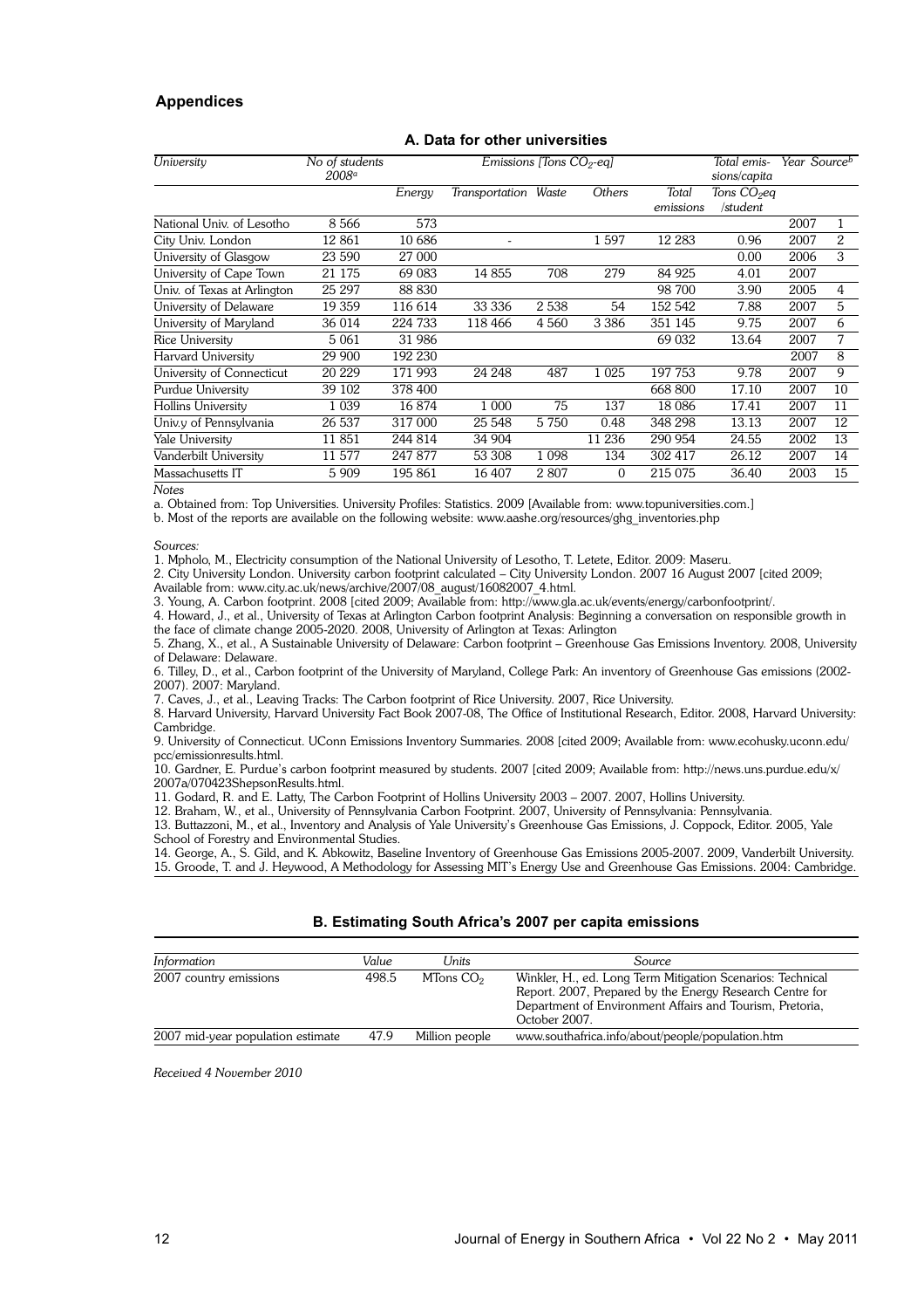## Appendices

### A. Data for other universities

| University | No of students 2008[a] | Emissions [Tons $CO_2$-eq] | | | | | Total emissions/capita | Year | Source[b] |
|---|---|---|---|---|---|---|---|---|---|
| | | Energy | Transportation | Waste | Others | Total emissions | Tons $CO_2$eq /student | | |
| National Univ. of Lesotho | 8 566 | 573 | | | | | | 2007 | 1 |
| City Univ. London | 12 861 | 10 686 | - | | 1 597 | 12 283 | 0.96 | 2007 | 2 |
| University of Glasgow | 23 590 | 27 000 | | | | | 0.00 | 2006 | 3 |
| University of Cape Town | 21 175 | 69 083 | 14 855 | 708 | 279 | 84 925 | 4.01 | 2007 | |
| Univ. of Texas at Arlington | 25 297 | 88 830 | | | | 98 700 | 3.90 | 2005 | 4 |
| University of Delaware | 19 359 | 116 614 | 33 336 | 2 538 | 54 | 152 542 | 7.88 | 2007 | 5 |
| University of Maryland | 36 014 | 224 733 | 118 466 | 4 560 | 3 386 | 351 145 | 9.75 | 2007 | 6 |
| Rice University | 5 061 | 31 986 | | | | 69 032 | 13.64 | 2007 | 7 |
| Harvard University | 29 900 | 192 230 | | | | | | 2007 | 8 |
| University of Connecticut | 20 229 | 171 993 | 24 248 | 487 | 1 025 | 197 753 | 9.78 | 2007 | 9 |
| Purdue University | 39 102 | 378 400 | | | | 668 800 | 17.10 | 2007 | 10 |
| Hollins University | 1 039 | 16 874 | 1 000 | 75 | 137 | 18 086 | 17.41 | 2007 | 11 |
| Univ.y of Pennsylvania | 26 537 | 317 000 | 25 548 | 5 750 | 0.48 | 348 298 | 13.13 | 2007 | 12 |
| Yale University | 11 851 | 244 814 | 34 904 | | 11 236 | 290 954 | 24.55 | 2002 | 13 |
| Vanderbilt University | 11 577 | 247 877 | 53 308 | 1 098 | 134 | 302 417 | 26.12 | 2007 | 14 |
| Massachusetts IT | 5 909 | 195 861 | 16 407 | 2 807 | 0 | 215 075 | 36.40 | 2003 | 15 |

*Notes*

a. Obtained from: Top Universities. University Profiles: Statistics. 2009 [Available from: www.topuniversities.com.]

b. Most of the reports are available on the following website: www.aashe.org/resources/ghg_inventories.php

*Sources:*

1. Mpholo, M., Electricity consumption of the National University of Lesotho, T. Letete, Editor. 2009: Maseru.
2. City University London. University carbon footprint calculated – City University London. 2007 16 August 2007 [cited 2009; Available from: www.city.ac.uk/news/archive/2007/08_august/16082007_4.html.
3. Young, A. Carbon footprint. 2008 [cited 2009; Available from: http://www.gla.ac.uk/events/energy/carbonfootprint/.
4. Howard, J., et al., University of Texas at Arlington Carbon footprint Analysis: Beginning a conversation on responsible growth in the face of climate change 2005-2020. 2008, University of Arlington at Texas: Arlington
5. Zhang, X., et al., A Sustainable University of Delaware: Carbon footprint – Greenhouse Gas Emissions Inventory. 2008, University of Delaware: Delaware.
6. Tilley, D., et al., Carbon footprint of the University of Maryland, College Park: An inventory of Greenhouse Gas emissions (2002-2007). 2007: Maryland.
7. Caves, J., et al., Leaving Tracks: The Carbon footprint of Rice University. 2007, Rice University.
8. Harvard University, Harvard University Fact Book 2007-08, The Office of Institutional Research, Editor. 2008, Harvard University: Cambridge.
9. University of Connecticut. UConn Emissions Inventory Summaries. 2008 [cited 2009; Available from: www.ecohusky.uconn.edu/pcc/emissionresults.html.
10. Gardner, E. Purdue's carbon footprint measured by students. 2007 [cited 2009; Available from: http://news.uns.purdue.edu/x/2007a/070423ShepsonResults.html.
11. Godard, R. and E. Latty, The Carbon Footprint of Hollins University 2003 – 2007. 2007, Hollins University.
12. Braham, W., et al., University of Pennsylvania Carbon Footprint. 2007, University of Pennsylvania: Pennsylvania.
13. Buttazzoni, M., et al., Inventory and Analysis of Yale University's Greenhouse Gas Emissions, J. Coppock, Editor. 2005, Yale School of Forestry and Environmental Studies.
14. George, A., S. Gild, and K. Abkowitz, Baseline Inventory of Greenhouse Gas Emissions 2005-2007. 2009, Vanderbilt University.
15. Groode, T. and J. Heywood, A Methodology for Assessing MIT's Energy Use and Greenhouse Gas Emissions. 2004: Cambridge.

### B. Estimating South Africa's 2007 per capita emissions

| Information | Value | Units | Source |
|---|---|---|---|
| 2007 country emissions | 498.5 | MTons $CO_2$ | Winkler, H., ed. Long Term Mitigation Scenarios: Technical Report. 2007, Prepared by the Energy Research Centre for Department of Environment Affairs and Tourism, Pretoria, October 2007. |
| 2007 mid-year population estimate | 47.9 | Million people | www.southafrica.info/about/people/population.htm |

*Received 4 November 2010*